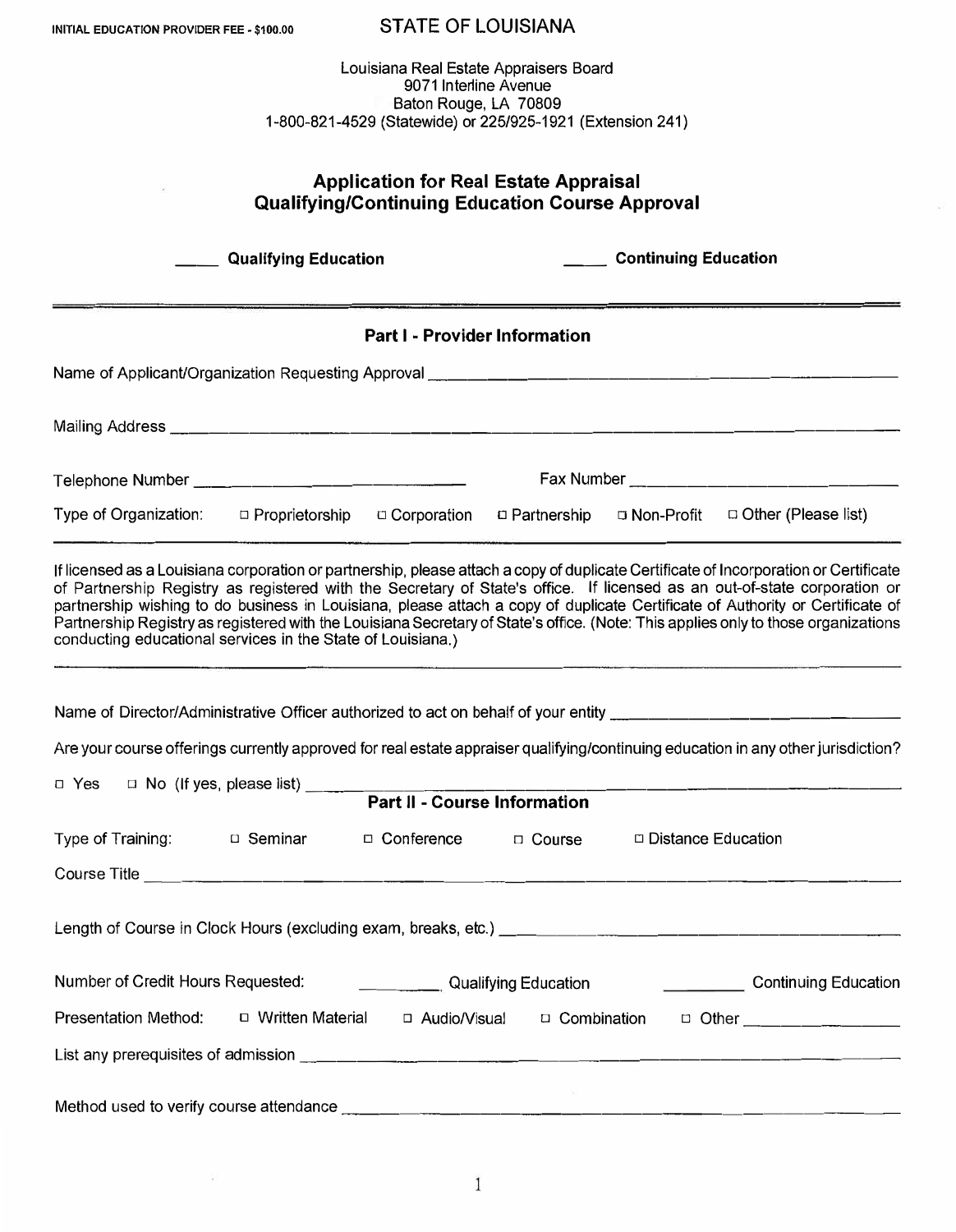INITIAL EDUCATION PROVIDER FEE - $100.00

# STATE OF LOUISIANA

Louisiana Real Estate Appraisers Board
9071 Interline Avenue
Baton Rouge, LA 70809
1-800-821-4529 (Statewide) or 225/925-1921 (Extension 241)

## Application for Real Estate Appraisal Qualifying/Continuing Education Course Approval

_____ **Qualifying Education** _____ **Continuing Education**

---

### Part I - Provider Information

Name of Applicant/Organization Requesting Approval ______________________________________________

Mailing Address ______________________________________________

Telephone Number ______________________ Fax Number ______________________

Type of Organization: □ Proprietorship □ Corporation □ Partnership □ Non-Profit □ Other (Please list)

---

If licensed as a Louisiana corporation or partnership, please attach a copy of duplicate Certificate of Incorporation or Certificate of Partnership Registry as registered with the Secretary of State's office. If licensed as an out-of-state corporation or partnership wishing to do business in Louisiana, please attach a copy of duplicate Certificate of Authority or Certificate of Partnership Registry as registered with the Louisiana Secretary of State's office. (Note: This applies only to those organizations conducting educational services in the State of Louisiana.)

---

Name of Director/Administrative Officer authorized to act on behalf of your entity ______________________

Are your course offerings currently approved for real estate appraiser qualifying/continuing education in any other jurisdiction?

□ Yes □ No (If yes, please list) ______________________

### Part II - Course Information

Type of Training: □ Seminar □ Conference □ Course □ Distance Education

Course Title ______________________________________________

Length of Course in Clock Hours (excluding exam, breaks, etc.) ______________________

Number of Credit Hours Requested: _________ Qualifying Education _________ Continuing Education

Presentation Method: □ Written Material □ Audio/Visual □ Combination □ Other ______________

List any prerequisites of admission ______________________________________________

Method used to verify course attendance ______________________________________________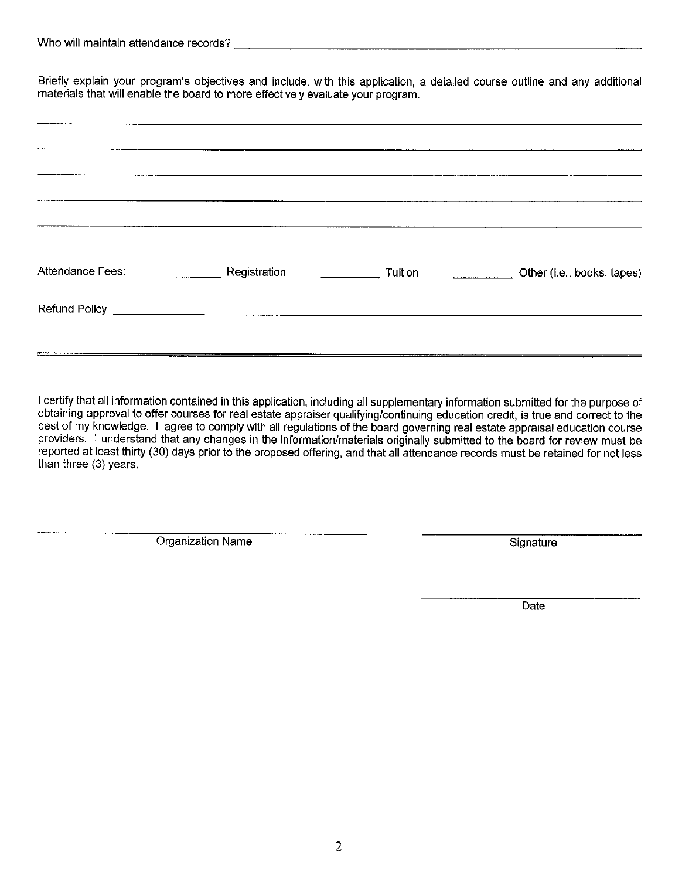Who will maintain attendance records? ______________________________________________

Briefly explain your program's objectives and include, with this application, a detailed course outline and any additional materials that will enable the board to more effectively evaluate your program.

______________________________________________________________________________

______________________________________________________________________________

______________________________________________________________________________

______________________________________________________________________________

______________________________________________________________________________

Attendance Fees: __________ Registration __________ Tuition __________ Other (i.e., books, tapes)

Refund Policy ______________________________________________________________________

______________________________________________________________________________

I certify that all information contained in this application, including all supplementary information submitted for the purpose of obtaining approval to offer courses for real estate appraiser qualifying/continuing education credit, is true and correct to the best of my knowledge. I agree to comply with all regulations of the board governing real estate appraisal education course providers. I understand that any changes in the information/materials originally submitted to the board for review must be reported at least thirty (30) days prior to the proposed offering, and that all attendance records must be retained for not less than three (3) years.

______________________________ Organization Name

______________________________ Signature

______________________________ Date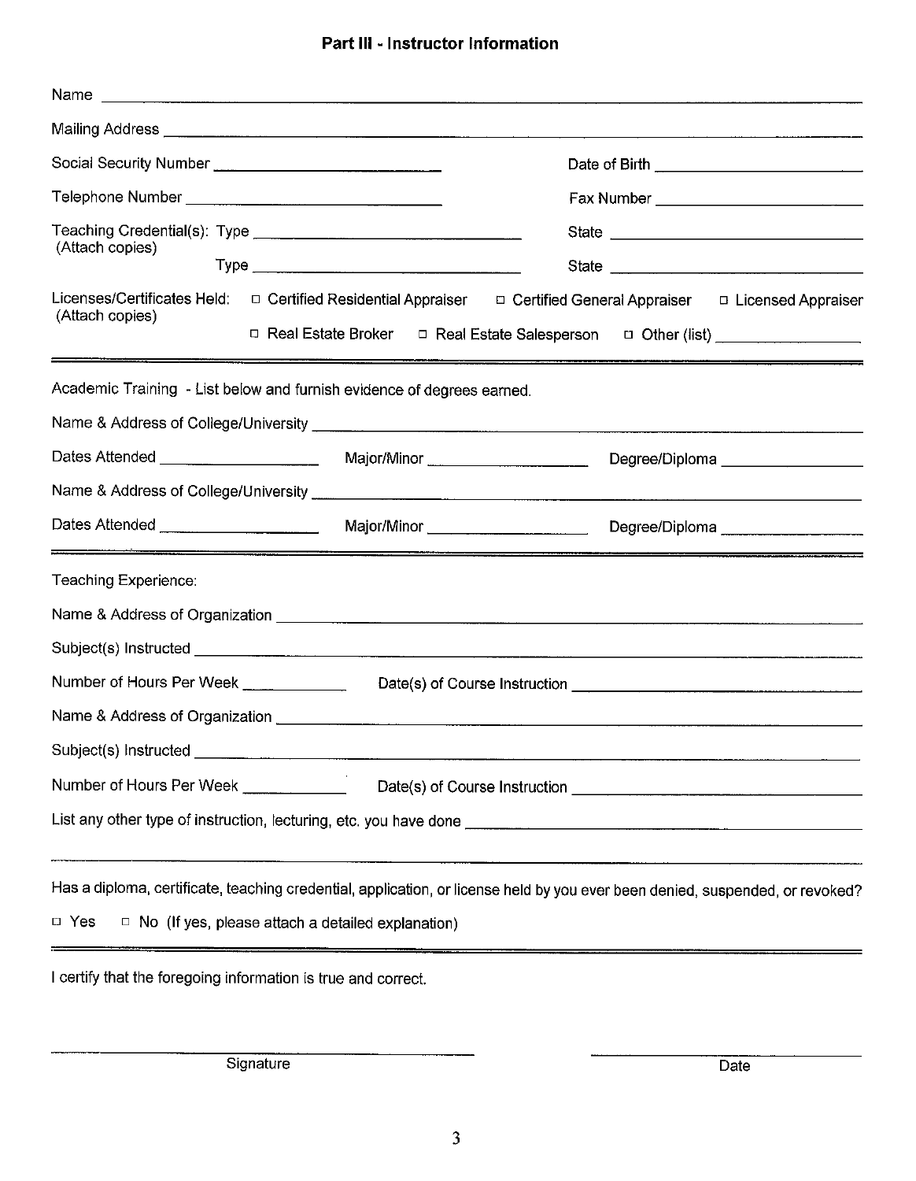## Part III - Instructor Information

Name ______________________________________________

Mailing Address ______________________________________________

Social Security Number ____________________ Date of Birth ____________________

Telephone Number ____________________ Fax Number ____________________

Teaching Credential(s): Type ____________________ State ____________________
(Attach copies)
Type ____________________ State ____________________

Licenses/Certificates Held: □ Certified Residential Appraiser □ Certified General Appraiser □ Licensed Appraiser
(Attach copies)
□ Real Estate Broker □ Real Estate Salesperson □ Other (list) ____________________

---

Academic Training - List below and furnish evidence of degrees earned.

Name & Address of College/University ______________________________________________

Dates Attended ____________________ Major/Minor ____________________ Degree/Diploma ____________________

Name & Address of College/University ______________________________________________

Dates Attended ____________________ Major/Minor ____________________ Degree/Diploma ____________________

---

Teaching Experience:

Name & Address of Organization ______________________________________________

Subject(s) Instructed ______________________________________________

Number of Hours Per Week ____________ Date(s) of Course Instruction ____________________

Name & Address of Organization ______________________________________________

Subject(s) Instructed ______________________________________________

Number of Hours Per Week ____________ Date(s) of Course Instruction ____________________

List any other type of instruction, lecturing, etc. you have done ______________________________________________

______________________________________________

Has a diploma, certificate, teaching credential, application, or license held by you ever been denied, suspended, or revoked?

□ Yes □ No (If yes, please attach a detailed explanation)

---

I certify that the foregoing information is true and correct.

______________________________ ____________________
Signature Date